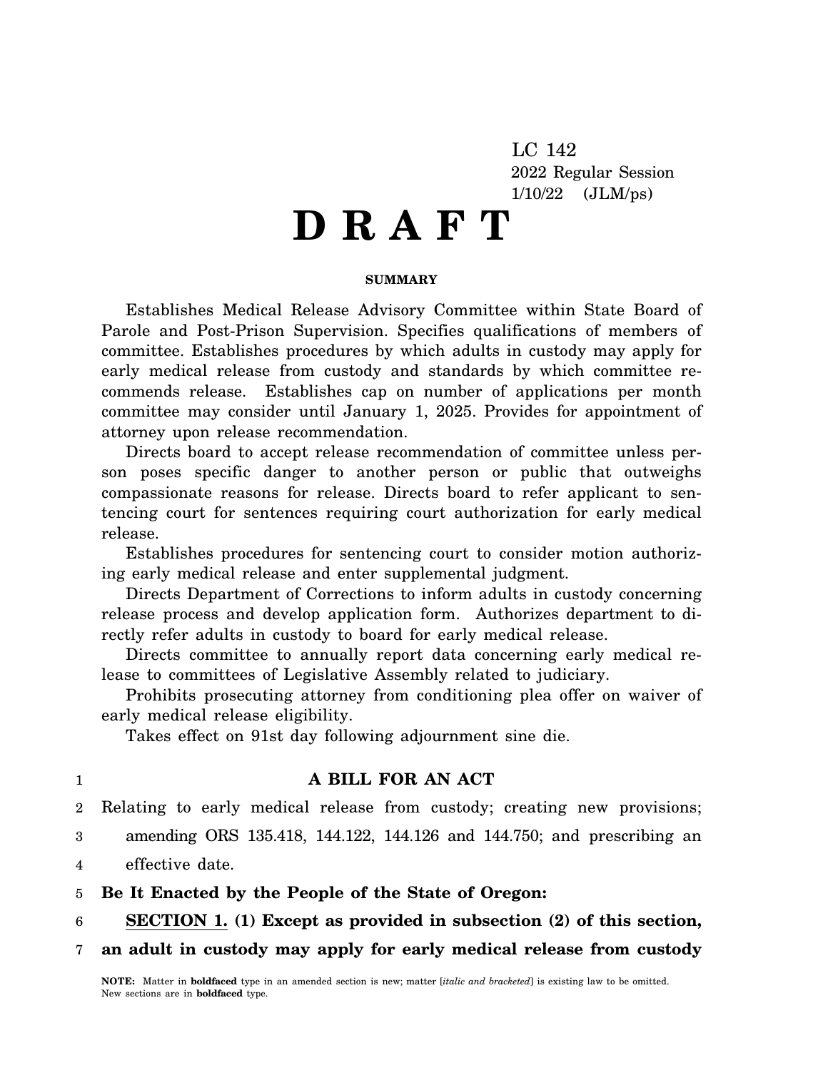LC 142
2022 Regular Session
1/10/22 (JLM/ps)

# D R A F T

**SUMMARY**

Establishes Medical Release Advisory Committee within State Board of Parole and Post-Prison Supervision. Specifies qualifications of members of committee. Establishes procedures by which adults in custody may apply for early medical release from custody and standards by which committee recommends release. Establishes cap on number of applications per month committee may consider until January 1, 2025. Provides for appointment of attorney upon release recommendation.

Directs board to accept release recommendation of committee unless person poses specific danger to another person or public that outweighs compassionate reasons for release. Directs board to refer applicant to sentencing court for sentences requiring court authorization for early medical release.

Establishes procedures for sentencing court to consider motion authorizing early medical release and enter supplemental judgment.

Directs Department of Corrections to inform adults in custody concerning release process and develop application form. Authorizes department to directly refer adults in custody to board for early medical release.

Directs committee to annually report data concerning early medical release to committees of Legislative Assembly related to judiciary.

Prohibits prosecuting attorney from conditioning plea offer on waiver of early medical release eligibility.

Takes effect on 91st day following adjournment sine die.

1 **A BILL FOR AN ACT**

2 Relating to early medical release from custody; creating new provisions;
3 amending ORS 135.418, 144.122, 144.126 and 144.750; and prescribing an
4 effective date.

5 **Be It Enacted by the People of the State of Oregon:**

6 **SECTION 1. (1) Except as provided in subsection (2) of this section,**
7 **an adult in custody may apply for early medical release from custody**

**NOTE:** Matter in **boldfaced** type in an amended section is new; matter [*italic and bracketed*] is existing law to be omitted. New sections are in **boldfaced** type.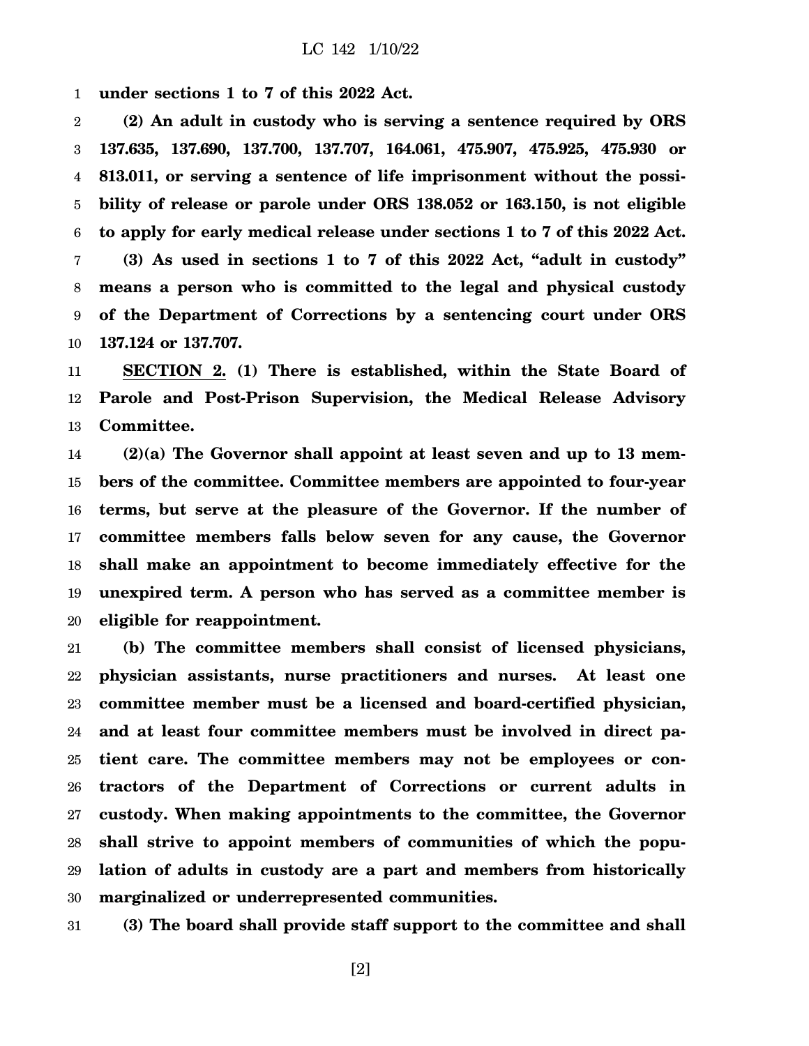**under sections 1 to 7 of this 2022 Act.**

**(2) An adult in custody who is serving a sentence required by ORS 137.635, 137.690, 137.700, 137.707, 164.061, 475.907, 475.925, 475.930 or 813.011, or serving a sentence of life imprisonment without the possibility of release or parole under ORS 138.052 or 163.150, is not eligible to apply for early medical release under sections 1 to 7 of this 2022 Act.**

**(3) As used in sections 1 to 7 of this 2022 Act, "adult in custody" means a person who is committed to the legal and physical custody of the Department of Corrections by a sentencing court under ORS 137.124 or 137.707.**

**SECTION 2. (1) There is established, within the State Board of Parole and Post-Prison Supervision, the Medical Release Advisory Committee.**

**(2)(a) The Governor shall appoint at least seven and up to 13 members of the committee. Committee members are appointed to four-year terms, but serve at the pleasure of the Governor. If the number of committee members falls below seven for any cause, the Governor shall make an appointment to become immediately effective for the unexpired term. A person who has served as a committee member is eligible for reappointment.**

**(b) The committee members shall consist of licensed physicians, physician assistants, nurse practitioners and nurses. At least one committee member must be a licensed and board-certified physician, and at least four committee members must be involved in direct patient care. The committee members may not be employees or contractors of the Department of Corrections or current adults in custody. When making appointments to the committee, the Governor shall strive to appoint members of communities of which the population of adults in custody are a part and members from historically marginalized or underrepresented communities.**

**(3) The board shall provide staff support to the committee and shall**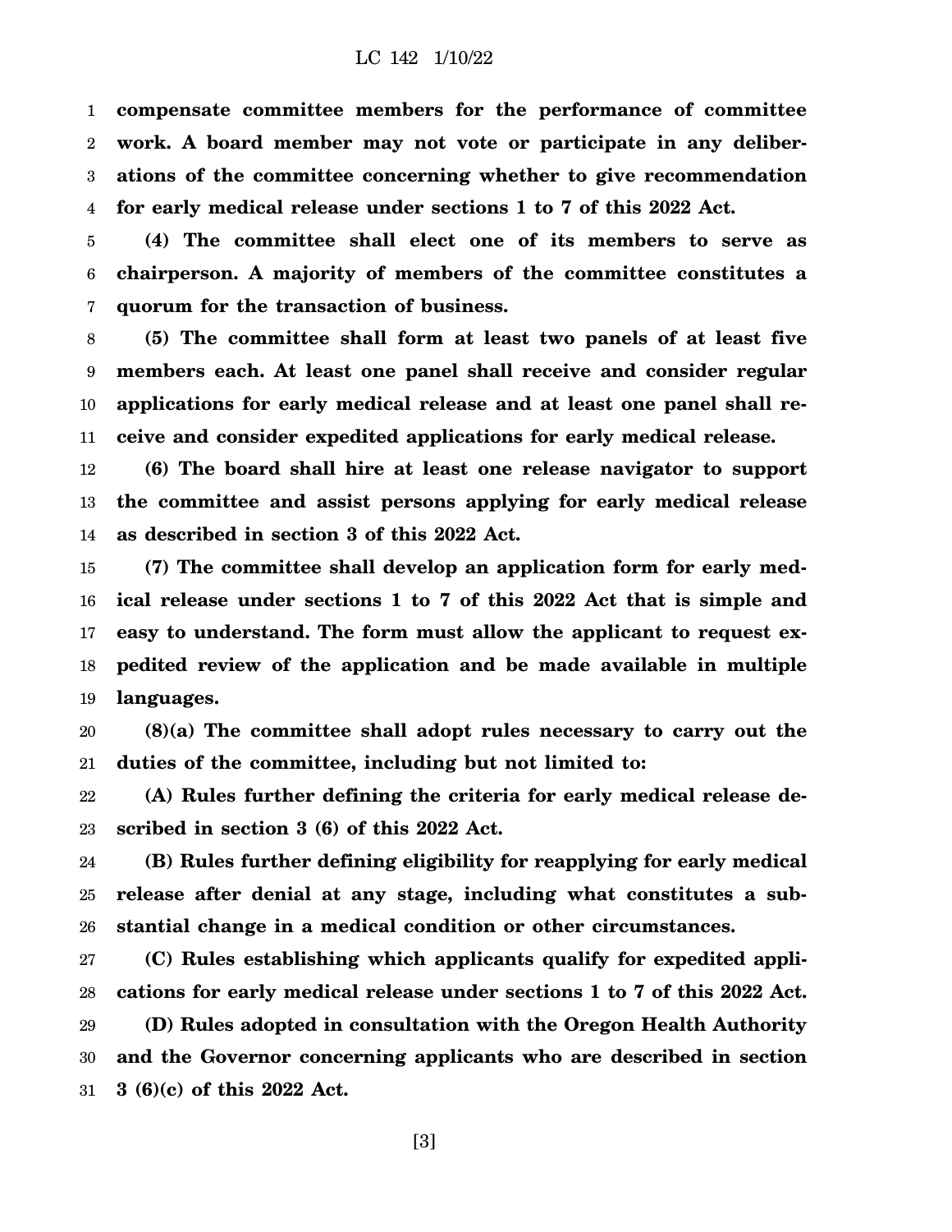**compensate committee members for the performance of committee work. A board member may not vote or participate in any deliberations of the committee concerning whether to give recommendation for early medical release under sections 1 to 7 of this 2022 Act.**

**(4) The committee shall elect one of its members to serve as chairperson. A majority of members of the committee constitutes a quorum for the transaction of business.**

**(5) The committee shall form at least two panels of at least five members each. At least one panel shall receive and consider regular applications for early medical release and at least one panel shall receive and consider expedited applications for early medical release.**

**(6) The board shall hire at least one release navigator to support the committee and assist persons applying for early medical release as described in section 3 of this 2022 Act.**

**(7) The committee shall develop an application form for early medical release under sections 1 to 7 of this 2022 Act that is simple and easy to understand. The form must allow the applicant to request expedited review of the application and be made available in multiple languages.**

**(8)(a) The committee shall adopt rules necessary to carry out the duties of the committee, including but not limited to:**

**(A) Rules further defining the criteria for early medical release described in section 3 (6) of this 2022 Act.**

**(B) Rules further defining eligibility for reapplying for early medical release after denial at any stage, including what constitutes a substantial change in a medical condition or other circumstances.**

**(C) Rules establishing which applicants qualify for expedited applications for early medical release under sections 1 to 7 of this 2022 Act.**

**(D) Rules adopted in consultation with the Oregon Health Authority and the Governor concerning applicants who are described in section 3 (6)(c) of this 2022 Act.**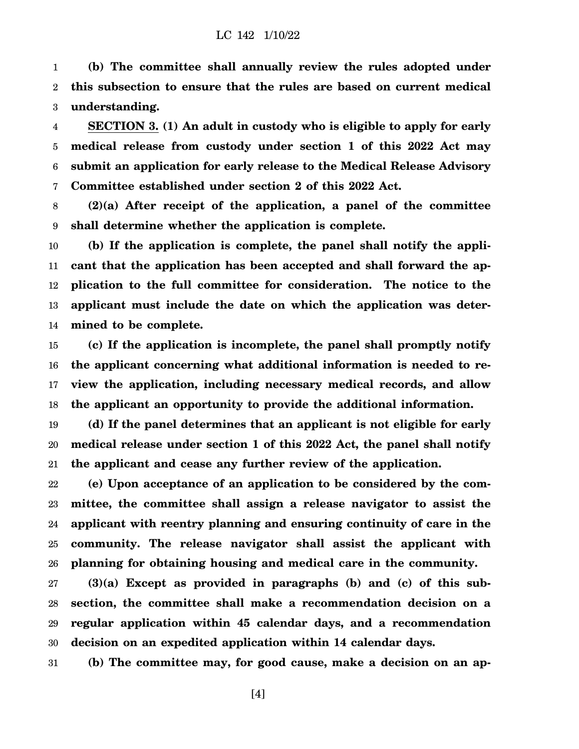**(b) The committee shall annually review the rules adopted under this subsection to ensure that the rules are based on current medical understanding.**

**SECTION 3. (1) An adult in custody who is eligible to apply for early medical release from custody under section 1 of this 2022 Act may submit an application for early release to the Medical Release Advisory Committee established under section 2 of this 2022 Act.**

**(2)(a) After receipt of the application, a panel of the committee shall determine whether the application is complete.**

**(b) If the application is complete, the panel shall notify the applicant that the application has been accepted and shall forward the application to the full committee for consideration. The notice to the applicant must include the date on which the application was determined to be complete.**

**(c) If the application is incomplete, the panel shall promptly notify the applicant concerning what additional information is needed to review the application, including necessary medical records, and allow the applicant an opportunity to provide the additional information.**

**(d) If the panel determines that an applicant is not eligible for early medical release under section 1 of this 2022 Act, the panel shall notify the applicant and cease any further review of the application.**

**(e) Upon acceptance of an application to be considered by the committee, the committee shall assign a release navigator to assist the applicant with reentry planning and ensuring continuity of care in the community. The release navigator shall assist the applicant with planning for obtaining housing and medical care in the community.**

**(3)(a) Except as provided in paragraphs (b) and (c) of this subsection, the committee shall make a recommendation decision on a regular application within 45 calendar days, and a recommendation decision on an expedited application within 14 calendar days.**

**(b) The committee may, for good cause, make a decision on an ap-**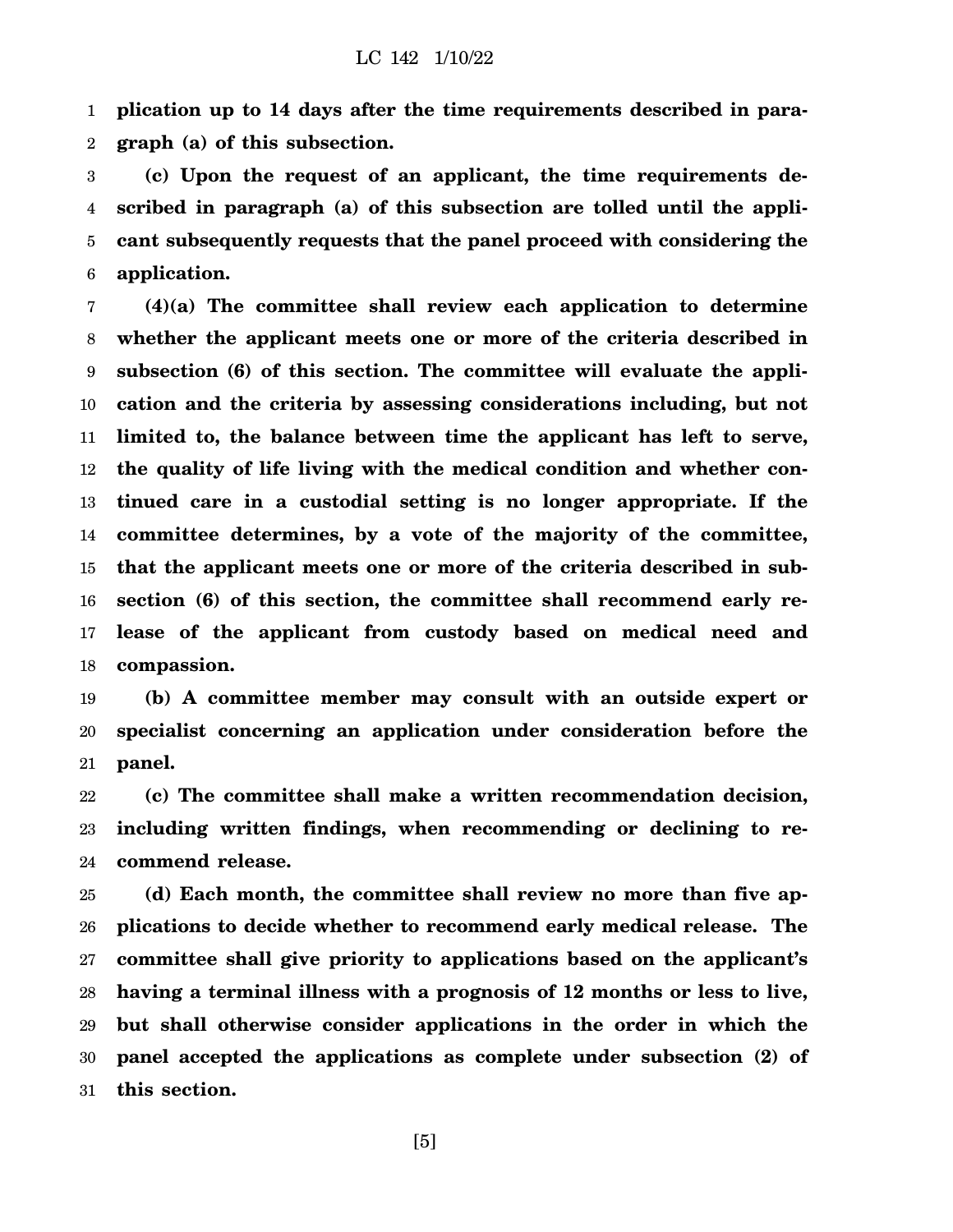**plication up to 14 days after the time requirements described in paragraph (a) of this subsection.**

**(c) Upon the request of an applicant, the time requirements described in paragraph (a) of this subsection are tolled until the applicant subsequently requests that the panel proceed with considering the application.**

**(4)(a) The committee shall review each application to determine whether the applicant meets one or more of the criteria described in subsection (6) of this section. The committee will evaluate the application and the criteria by assessing considerations including, but not limited to, the balance between time the applicant has left to serve, the quality of life living with the medical condition and whether continued care in a custodial setting is no longer appropriate. If the committee determines, by a vote of the majority of the committee, that the applicant meets one or more of the criteria described in subsection (6) of this section, the committee shall recommend early release of the applicant from custody based on medical need and compassion.**

**(b) A committee member may consult with an outside expert or specialist concerning an application under consideration before the panel.**

**(c) The committee shall make a written recommendation decision, including written findings, when recommending or declining to recommend release.**

**(d) Each month, the committee shall review no more than five applications to decide whether to recommend early medical release. The committee shall give priority to applications based on the applicant's having a terminal illness with a prognosis of 12 months or less to live, but shall otherwise consider applications in the order in which the panel accepted the applications as complete under subsection (2) of this section.**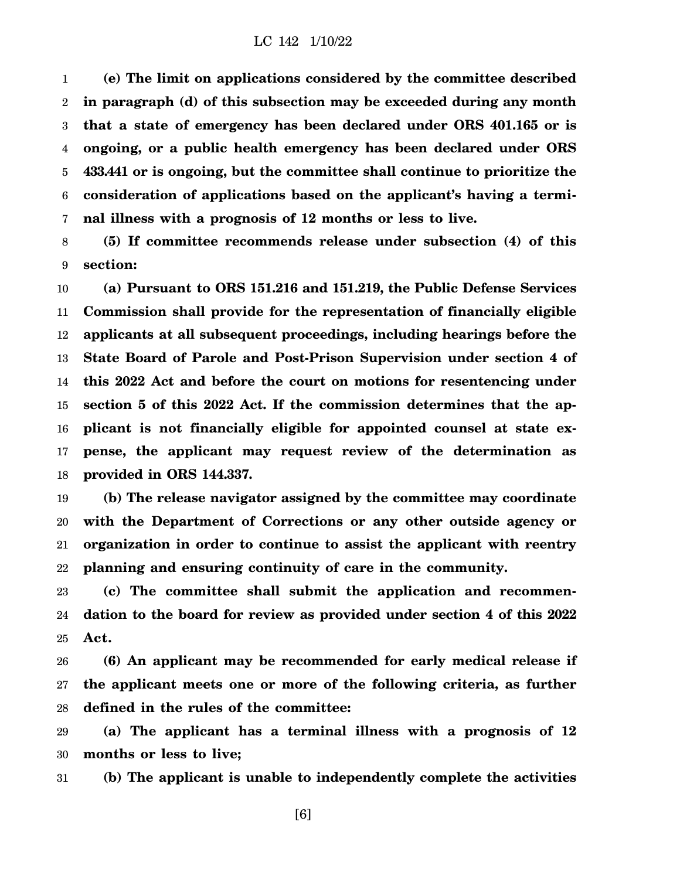**(e) The limit on applications considered by the committee described in paragraph (d) of this subsection may be exceeded during any month that a state of emergency has been declared under ORS 401.165 or is ongoing, or a public health emergency has been declared under ORS 433.441 or is ongoing, but the committee shall continue to prioritize the consideration of applications based on the applicant's having a terminal illness with a prognosis of 12 months or less to live.**

**(5) If committee recommends release under subsection (4) of this section:**

**(a) Pursuant to ORS 151.216 and 151.219, the Public Defense Services Commission shall provide for the representation of financially eligible applicants at all subsequent proceedings, including hearings before the State Board of Parole and Post-Prison Supervision under section 4 of this 2022 Act and before the court on motions for resentencing under section 5 of this 2022 Act. If the commission determines that the applicant is not financially eligible for appointed counsel at state expense, the applicant may request review of the determination as provided in ORS 144.337.**

**(b) The release navigator assigned by the committee may coordinate with the Department of Corrections or any other outside agency or organization in order to continue to assist the applicant with reentry planning and ensuring continuity of care in the community.**

**(c) The committee shall submit the application and recommendation to the board for review as provided under section 4 of this 2022 Act.**

**(6) An applicant may be recommended for early medical release if the applicant meets one or more of the following criteria, as further defined in the rules of the committee:**

**(a) The applicant has a terminal illness with a prognosis of 12 months or less to live;**

**(b) The applicant is unable to independently complete the activities**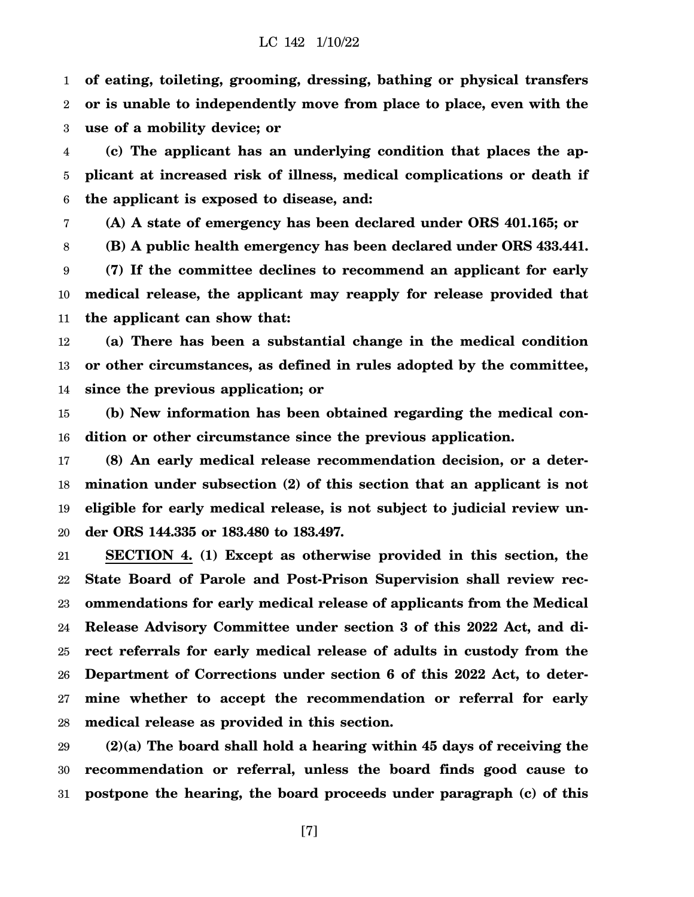**of eating, toileting, grooming, dressing, bathing or physical transfers or is unable to independently move from place to place, even with the use of a mobility device; or**

**(c) The applicant has an underlying condition that places the applicant at increased risk of illness, medical complications or death if the applicant is exposed to disease, and:**

**(A) A state of emergency has been declared under ORS 401.165; or**

**(B) A public health emergency has been declared under ORS 433.441.**

**(7) If the committee declines to recommend an applicant for early medical release, the applicant may reapply for release provided that the applicant can show that:**

**(a) There has been a substantial change in the medical condition or other circumstances, as defined in rules adopted by the committee, since the previous application; or**

**(b) New information has been obtained regarding the medical condition or other circumstance since the previous application.**

**(8) An early medical release recommendation decision, or a determination under subsection (2) of this section that an applicant is not eligible for early medical release, is not subject to judicial review under ORS 144.335 or 183.480 to 183.497.**

**SECTION 4. (1) Except as otherwise provided in this section, the State Board of Parole and Post-Prison Supervision shall review recommendations for early medical release of applicants from the Medical Release Advisory Committee under section 3 of this 2022 Act, and direct referrals for early medical release of adults in custody from the Department of Corrections under section 6 of this 2022 Act, to determine whether to accept the recommendation or referral for early medical release as provided in this section.**

**(2)(a) The board shall hold a hearing within 45 days of receiving the recommendation or referral, unless the board finds good cause to postpone the hearing, the board proceeds under paragraph (c) of this**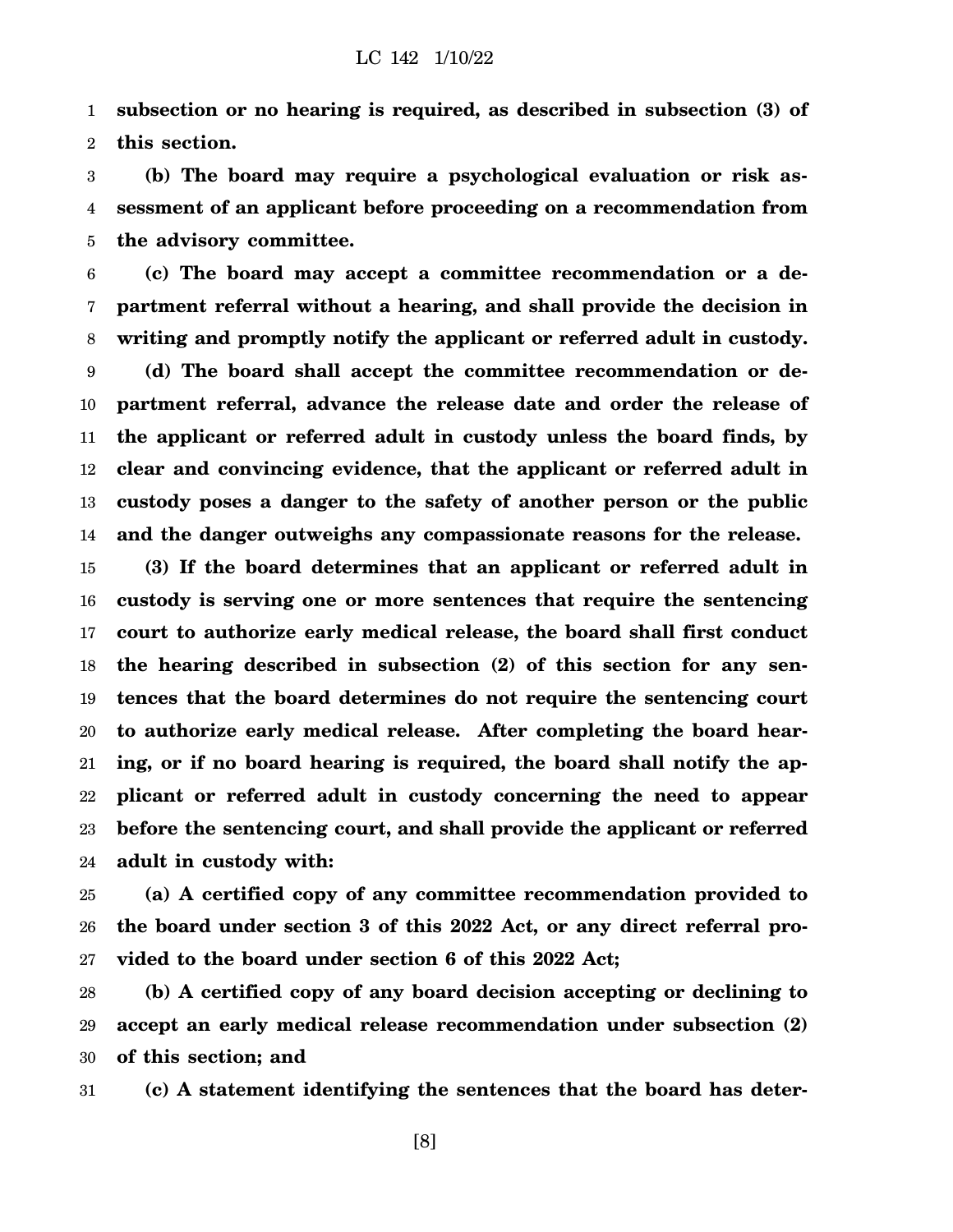**subsection or no hearing is required, as described in subsection (3) of this section.**

**(b) The board may require a psychological evaluation or risk assessment of an applicant before proceeding on a recommendation from the advisory committee.**

**(c) The board may accept a committee recommendation or a department referral without a hearing, and shall provide the decision in writing and promptly notify the applicant or referred adult in custody.**

**(d) The board shall accept the committee recommendation or department referral, advance the release date and order the release of the applicant or referred adult in custody unless the board finds, by clear and convincing evidence, that the applicant or referred adult in custody poses a danger to the safety of another person or the public and the danger outweighs any compassionate reasons for the release.**

**(3) If the board determines that an applicant or referred adult in custody is serving one or more sentences that require the sentencing court to authorize early medical release, the board shall first conduct the hearing described in subsection (2) of this section for any sentences that the board determines do not require the sentencing court to authorize early medical release. After completing the board hearing, or if no board hearing is required, the board shall notify the applicant or referred adult in custody concerning the need to appear before the sentencing court, and shall provide the applicant or referred adult in custody with:**

**(a) A certified copy of any committee recommendation provided to the board under section 3 of this 2022 Act, or any direct referral provided to the board under section 6 of this 2022 Act;**

**(b) A certified copy of any board decision accepting or declining to accept an early medical release recommendation under subsection (2) of this section; and**

**(c) A statement identifying the sentences that the board has deter-**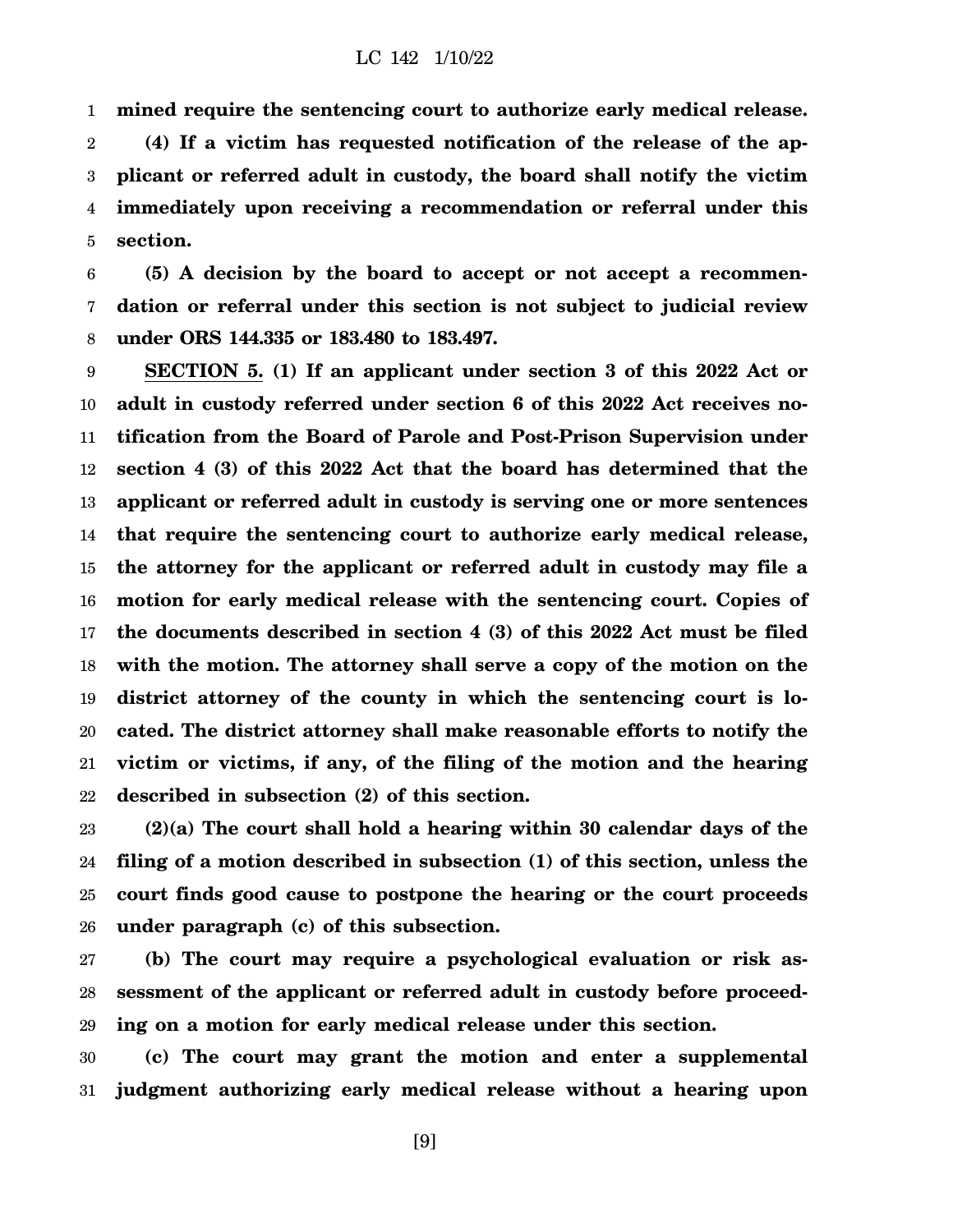**mined require the sentencing court to authorize early medical release.**

**(4) If a victim has requested notification of the release of the applicant or referred adult in custody, the board shall notify the victim immediately upon receiving a recommendation or referral under this section.**

**(5) A decision by the board to accept or not accept a recommendation or referral under this section is not subject to judicial review under ORS 144.335 or 183.480 to 183.497.**

**SECTION 5. (1) If an applicant under section 3 of this 2022 Act or adult in custody referred under section 6 of this 2022 Act receives notification from the Board of Parole and Post-Prison Supervision under section 4 (3) of this 2022 Act that the board has determined that the applicant or referred adult in custody is serving one or more sentences that require the sentencing court to authorize early medical release, the attorney for the applicant or referred adult in custody may file a motion for early medical release with the sentencing court. Copies of the documents described in section 4 (3) of this 2022 Act must be filed with the motion. The attorney shall serve a copy of the motion on the district attorney of the county in which the sentencing court is located. The district attorney shall make reasonable efforts to notify the victim or victims, if any, of the filing of the motion and the hearing described in subsection (2) of this section.**

**(2)(a) The court shall hold a hearing within 30 calendar days of the filing of a motion described in subsection (1) of this section, unless the court finds good cause to postpone the hearing or the court proceeds under paragraph (c) of this subsection.**

**(b) The court may require a psychological evaluation or risk assessment of the applicant or referred adult in custody before proceeding on a motion for early medical release under this section.**

**(c) The court may grant the motion and enter a supplemental judgment authorizing early medical release without a hearing upon**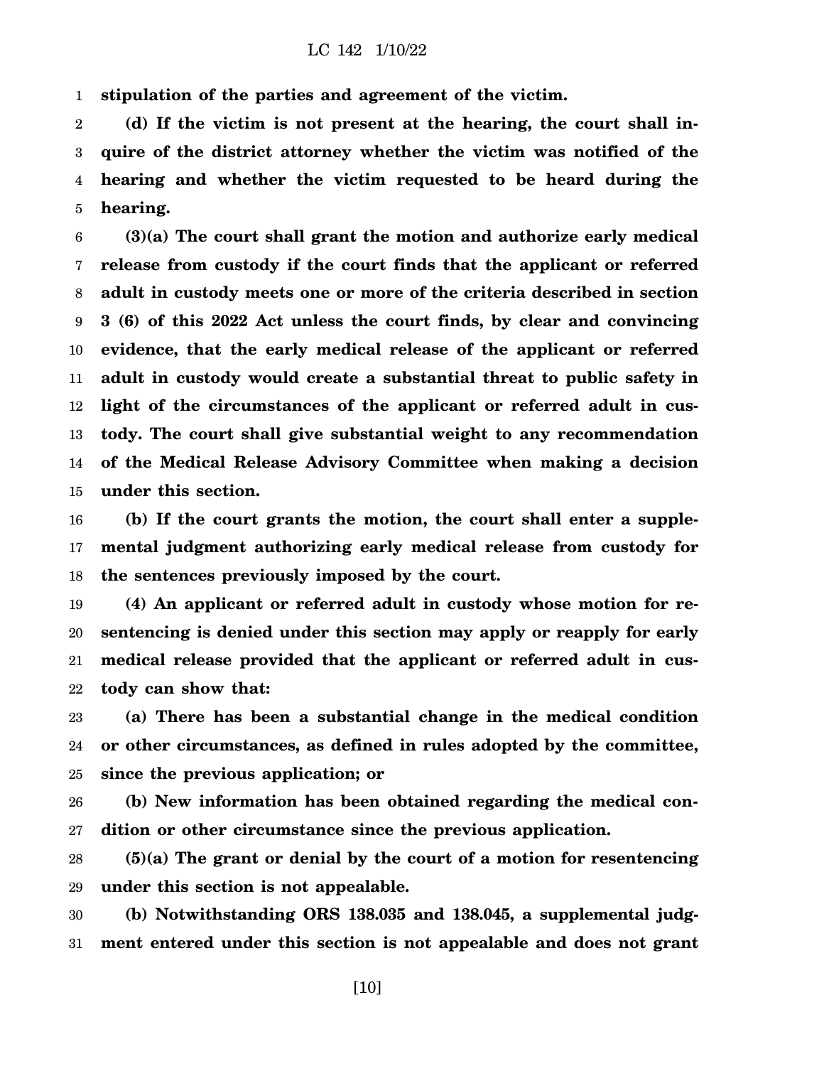**stipulation of the parties and agreement of the victim.**

**(d) If the victim is not present at the hearing, the court shall inquire of the district attorney whether the victim was notified of the hearing and whether the victim requested to be heard during the hearing.**

**(3)(a) The court shall grant the motion and authorize early medical release from custody if the court finds that the applicant or referred adult in custody meets one or more of the criteria described in section 3 (6) of this 2022 Act unless the court finds, by clear and convincing evidence, that the early medical release of the applicant or referred adult in custody would create a substantial threat to public safety in light of the circumstances of the applicant or referred adult in custody. The court shall give substantial weight to any recommendation of the Medical Release Advisory Committee when making a decision under this section.**

**(b) If the court grants the motion, the court shall enter a supplemental judgment authorizing early medical release from custody for the sentences previously imposed by the court.**

**(4) An applicant or referred adult in custody whose motion for resentencing is denied under this section may apply or reapply for early medical release provided that the applicant or referred adult in custody can show that:**

**(a) There has been a substantial change in the medical condition or other circumstances, as defined in rules adopted by the committee, since the previous application; or**

**(b) New information has been obtained regarding the medical condition or other circumstance since the previous application.**

**(5)(a) The grant or denial by the court of a motion for resentencing under this section is not appealable.**

**(b) Notwithstanding ORS 138.035 and 138.045, a supplemental judgment entered under this section is not appealable and does not grant**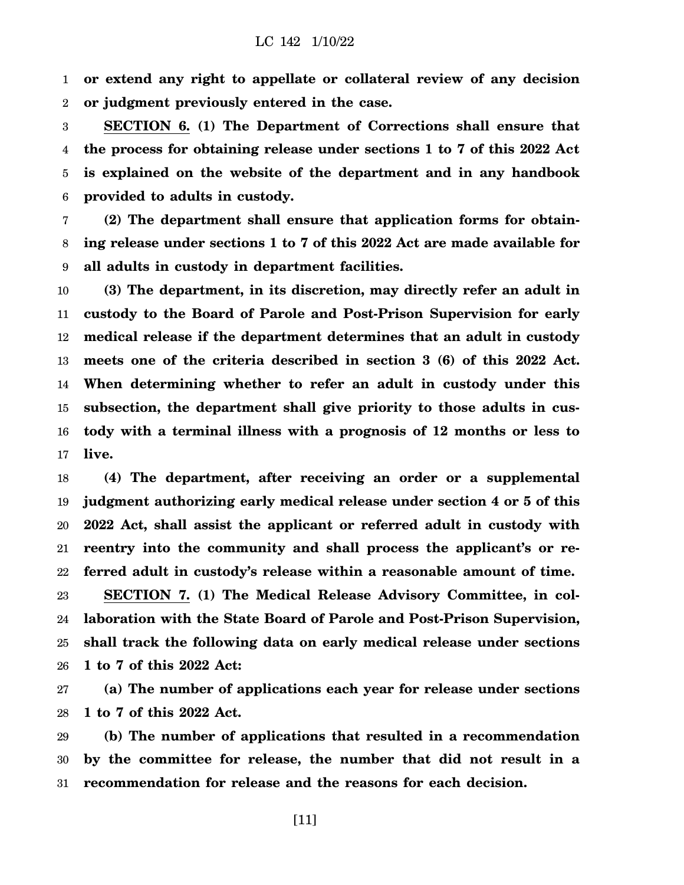**or extend any right to appellate or collateral review of any decision or judgment previously entered in the case.**

**SECTION 6. (1) The Department of Corrections shall ensure that the process for obtaining release under sections 1 to 7 of this 2022 Act is explained on the website of the department and in any handbook provided to adults in custody.**

**(2) The department shall ensure that application forms for obtaining release under sections 1 to 7 of this 2022 Act are made available for all adults in custody in department facilities.**

**(3) The department, in its discretion, may directly refer an adult in custody to the Board of Parole and Post-Prison Supervision for early medical release if the department determines that an adult in custody meets one of the criteria described in section 3 (6) of this 2022 Act. When determining whether to refer an adult in custody under this subsection, the department shall give priority to those adults in custody with a terminal illness with a prognosis of 12 months or less to live.**

**(4) The department, after receiving an order or a supplemental judgment authorizing early medical release under section 4 or 5 of this 2022 Act, shall assist the applicant or referred adult in custody with reentry into the community and shall process the applicant's or referred adult in custody's release within a reasonable amount of time.**

**SECTION 7. (1) The Medical Release Advisory Committee, in collaboration with the State Board of Parole and Post-Prison Supervision, shall track the following data on early medical release under sections 1 to 7 of this 2022 Act:**

**(a) The number of applications each year for release under sections 1 to 7 of this 2022 Act.**

**(b) The number of applications that resulted in a recommendation by the committee for release, the number that did not result in a recommendation for release and the reasons for each decision.**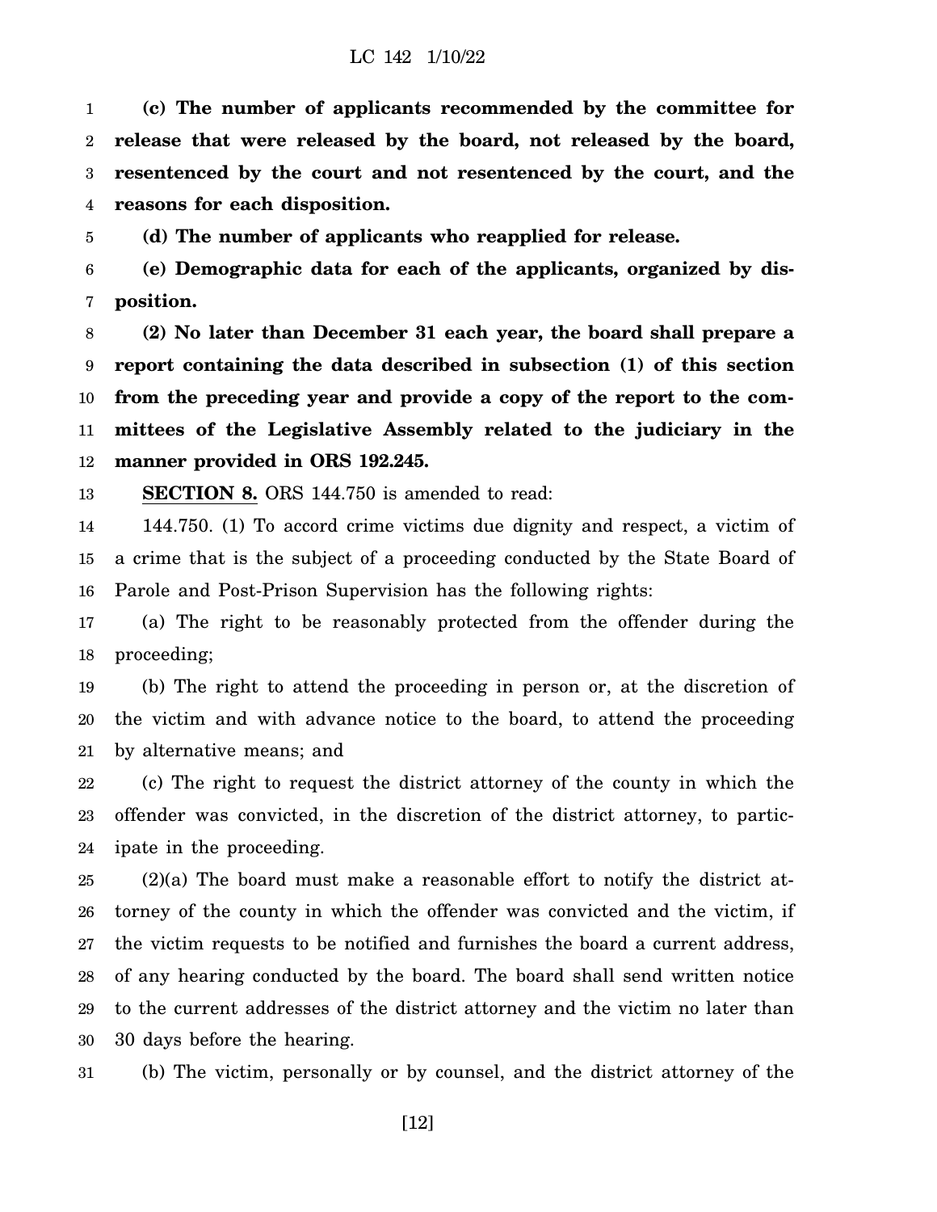**(c) The number of applicants recommended by the committee for release that were released by the board, not released by the board, resentenced by the court and not resentenced by the court, and the reasons for each disposition.**

**(d) The number of applicants who reapplied for release.**

**(e) Demographic data for each of the applicants, organized by disposition.**

**(2) No later than December 31 each year, the board shall prepare a report containing the data described in subsection (1) of this section from the preceding year and provide a copy of the report to the committees of the Legislative Assembly related to the judiciary in the manner provided in ORS 192.245.**

**SECTION 8.** ORS 144.750 is amended to read:

144.750. (1) To accord crime victims due dignity and respect, a victim of a crime that is the subject of a proceeding conducted by the State Board of Parole and Post-Prison Supervision has the following rights:

(a) The right to be reasonably protected from the offender during the proceeding;

(b) The right to attend the proceeding in person or, at the discretion of the victim and with advance notice to the board, to attend the proceeding by alternative means; and

(c) The right to request the district attorney of the county in which the offender was convicted, in the discretion of the district attorney, to participate in the proceeding.

(2)(a) The board must make a reasonable effort to notify the district attorney of the county in which the offender was convicted and the victim, if the victim requests to be notified and furnishes the board a current address, of any hearing conducted by the board. The board shall send written notice to the current addresses of the district attorney and the victim no later than 30 days before the hearing.

(b) The victim, personally or by counsel, and the district attorney of the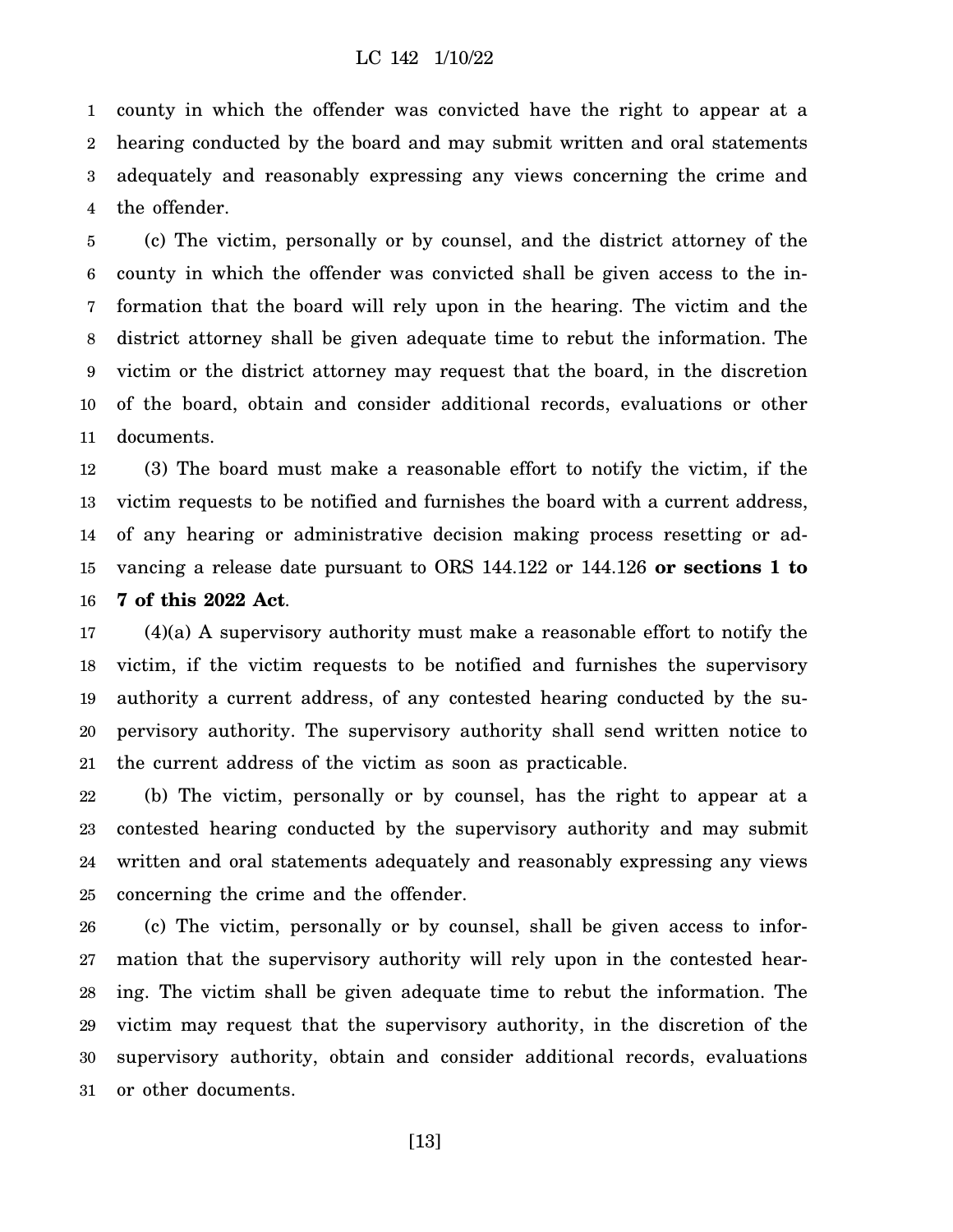county in which the offender was convicted have the right to appear at a hearing conducted by the board and may submit written and oral statements adequately and reasonably expressing any views concerning the crime and the offender.

(c) The victim, personally or by counsel, and the district attorney of the county in which the offender was convicted shall be given access to the information that the board will rely upon in the hearing. The victim and the district attorney shall be given adequate time to rebut the information. The victim or the district attorney may request that the board, in the discretion of the board, obtain and consider additional records, evaluations or other documents.

(3) The board must make a reasonable effort to notify the victim, if the victim requests to be notified and furnishes the board with a current address, of any hearing or administrative decision making process resetting or advancing a release date pursuant to ORS 144.122 or 144.126 **or sections 1 to 7 of this 2022 Act**.

(4)(a) A supervisory authority must make a reasonable effort to notify the victim, if the victim requests to be notified and furnishes the supervisory authority a current address, of any contested hearing conducted by the supervisory authority. The supervisory authority shall send written notice to the current address of the victim as soon as practicable.

(b) The victim, personally or by counsel, has the right to appear at a contested hearing conducted by the supervisory authority and may submit written and oral statements adequately and reasonably expressing any views concerning the crime and the offender.

(c) The victim, personally or by counsel, shall be given access to information that the supervisory authority will rely upon in the contested hearing. The victim shall be given adequate time to rebut the information. The victim may request that the supervisory authority, in the discretion of the supervisory authority, obtain and consider additional records, evaluations or other documents.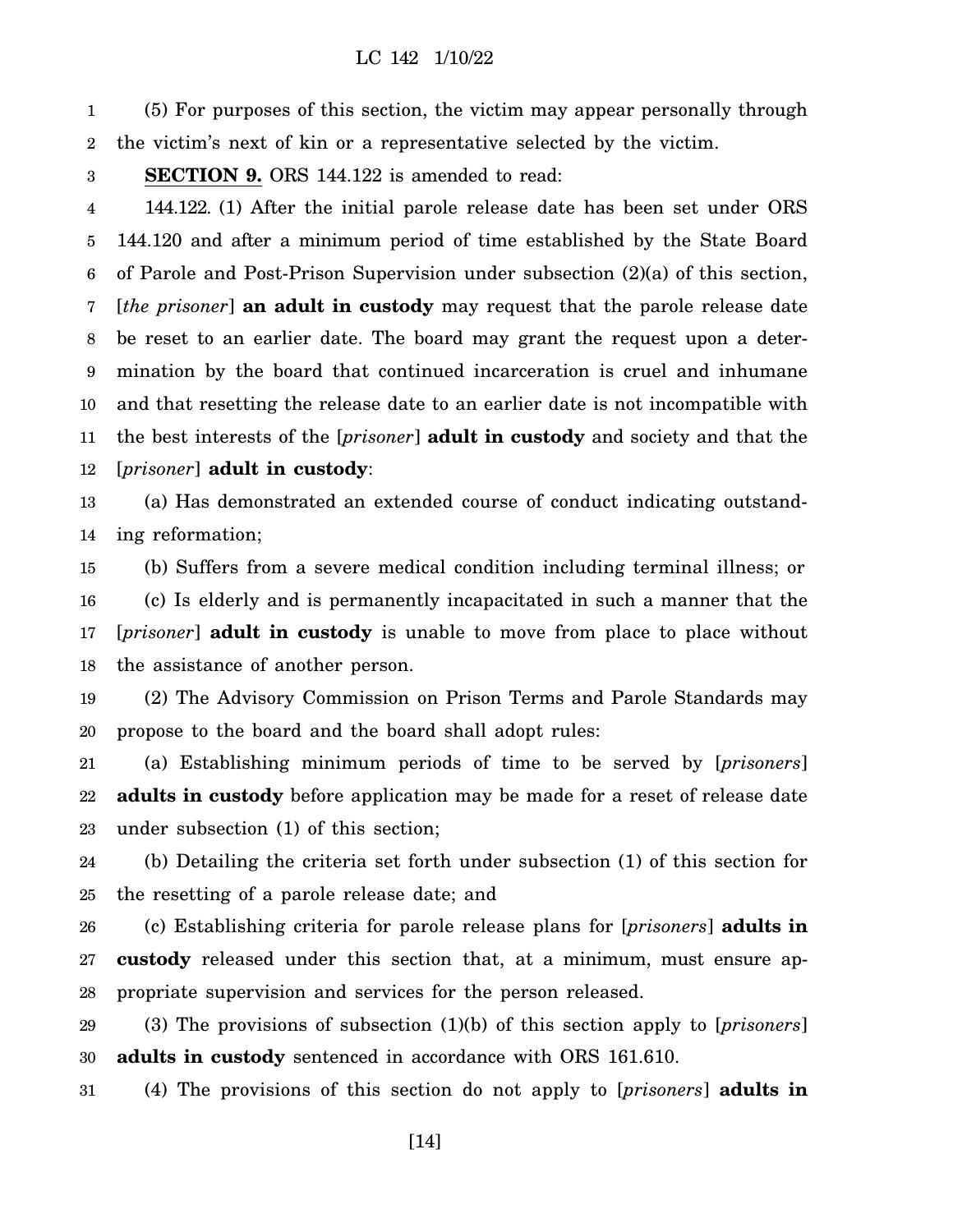(5) For purposes of this section, the victim may appear personally through the victim's next of kin or a representative selected by the victim.

**SECTION 9.** ORS 144.122 is amended to read:

144.122. (1) After the initial parole release date has been set under ORS 144.120 and after a minimum period of time established by the State Board of Parole and Post-Prison Supervision under subsection (2)(a) of this section, [*the prisoner*] **an adult in custody** may request that the parole release date be reset to an earlier date. The board may grant the request upon a determination by the board that continued incarceration is cruel and inhumane and that resetting the release date to an earlier date is not incompatible with the best interests of the [*prisoner*] **adult in custody** and society and that the [*prisoner*] **adult in custody**:

(a) Has demonstrated an extended course of conduct indicating outstanding reformation;

(b) Suffers from a severe medical condition including terminal illness; or

(c) Is elderly and is permanently incapacitated in such a manner that the [*prisoner*] **adult in custody** is unable to move from place to place without the assistance of another person.

(2) The Advisory Commission on Prison Terms and Parole Standards may propose to the board and the board shall adopt rules:

(a) Establishing minimum periods of time to be served by [*prisoners*] **adults in custody** before application may be made for a reset of release date under subsection (1) of this section;

(b) Detailing the criteria set forth under subsection (1) of this section for the resetting of a parole release date; and

(c) Establishing criteria for parole release plans for [*prisoners*] **adults in custody** released under this section that, at a minimum, must ensure appropriate supervision and services for the person released.

(3) The provisions of subsection (1)(b) of this section apply to [*prisoners*] **adults in custody** sentenced in accordance with ORS 161.610.

(4) The provisions of this section do not apply to [*prisoners*] **adults in**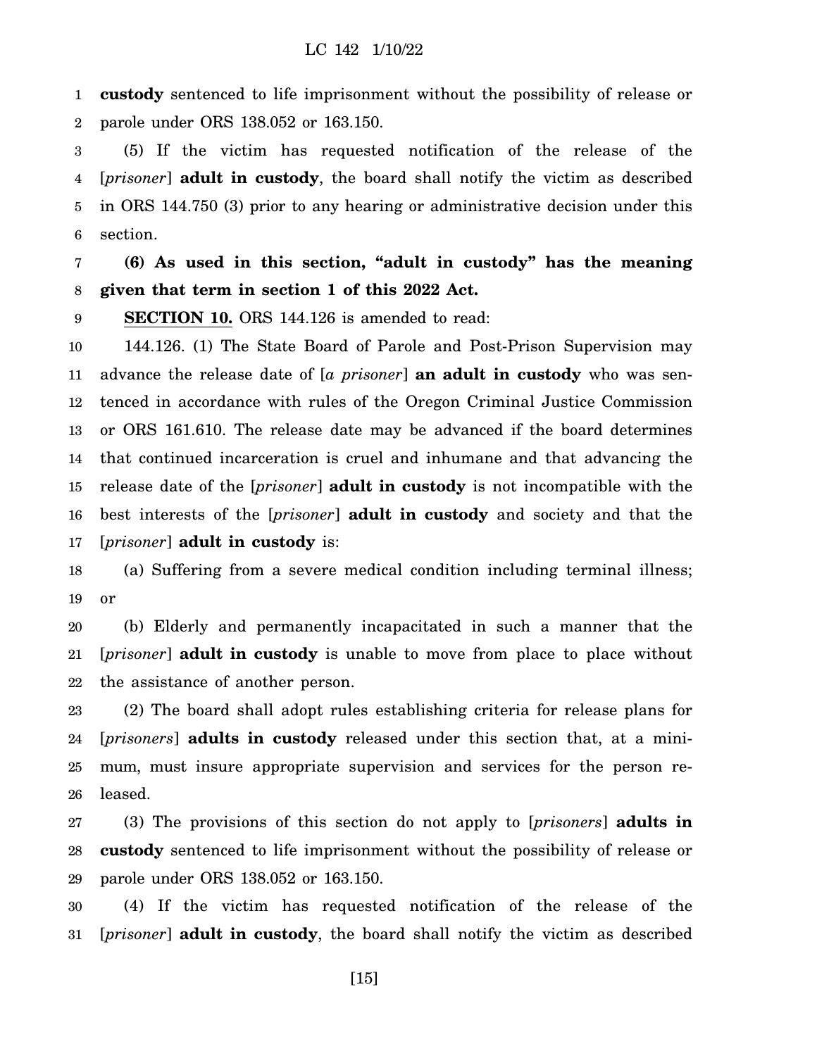**custody** sentenced to life imprisonment without the possibility of release or parole under ORS 138.052 or 163.150.

(5) If the victim has requested notification of the release of the [*prisoner*] **adult in custody**, the board shall notify the victim as described in ORS 144.750 (3) prior to any hearing or administrative decision under this section.

**(6) As used in this section, "adult in custody" has the meaning given that term in section 1 of this 2022 Act.**

**SECTION 10.** ORS 144.126 is amended to read:

144.126. (1) The State Board of Parole and Post-Prison Supervision may advance the release date of [*a prisoner*] **an adult in custody** who was sentenced in accordance with rules of the Oregon Criminal Justice Commission or ORS 161.610. The release date may be advanced if the board determines that continued incarceration is cruel and inhumane and that advancing the release date of the [*prisoner*] **adult in custody** is not incompatible with the best interests of the [*prisoner*] **adult in custody** and society and that the [*prisoner*] **adult in custody** is:

(a) Suffering from a severe medical condition including terminal illness; or

(b) Elderly and permanently incapacitated in such a manner that the [*prisoner*] **adult in custody** is unable to move from place to place without the assistance of another person.

(2) The board shall adopt rules establishing criteria for release plans for [*prisoners*] **adults in custody** released under this section that, at a minimum, must insure appropriate supervision and services for the person released.

(3) The provisions of this section do not apply to [*prisoners*] **adults in custody** sentenced to life imprisonment without the possibility of release or parole under ORS 138.052 or 163.150.

(4) If the victim has requested notification of the release of the [*prisoner*] **adult in custody**, the board shall notify the victim as described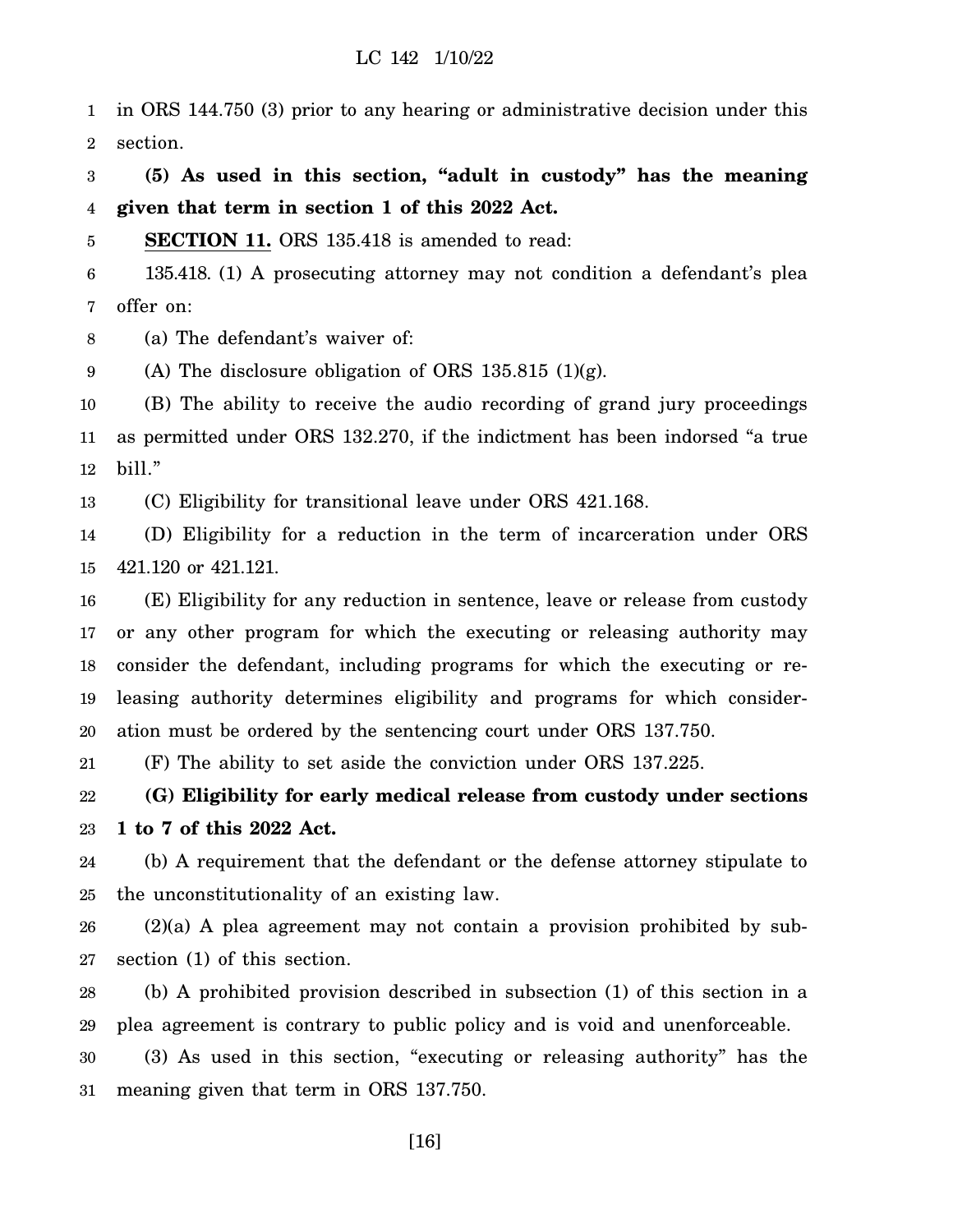in ORS 144.750 (3) prior to any hearing or administrative decision under this section.

**(5) As used in this section, "adult in custody" has the meaning given that term in section 1 of this 2022 Act.**

**SECTION 11.** ORS 135.418 is amended to read:

135.418. (1) A prosecuting attorney may not condition a defendant's plea offer on:

(a) The defendant's waiver of:

(A) The disclosure obligation of ORS 135.815 (1)(g).

(B) The ability to receive the audio recording of grand jury proceedings as permitted under ORS 132.270, if the indictment has been indorsed "a true bill."

(C) Eligibility for transitional leave under ORS 421.168.

(D) Eligibility for a reduction in the term of incarceration under ORS 421.120 or 421.121.

(E) Eligibility for any reduction in sentence, leave or release from custody or any other program for which the executing or releasing authority may consider the defendant, including programs for which the executing or releasing authority determines eligibility and programs for which consideration must be ordered by the sentencing court under ORS 137.750.

(F) The ability to set aside the conviction under ORS 137.225.

**(G) Eligibility for early medical release from custody under sections 1 to 7 of this 2022 Act.**

(b) A requirement that the defendant or the defense attorney stipulate to the unconstitutionality of an existing law.

(2)(a) A plea agreement may not contain a provision prohibited by subsection (1) of this section.

(b) A prohibited provision described in subsection (1) of this section in a plea agreement is contrary to public policy and is void and unenforceable.

(3) As used in this section, "executing or releasing authority" has the meaning given that term in ORS 137.750.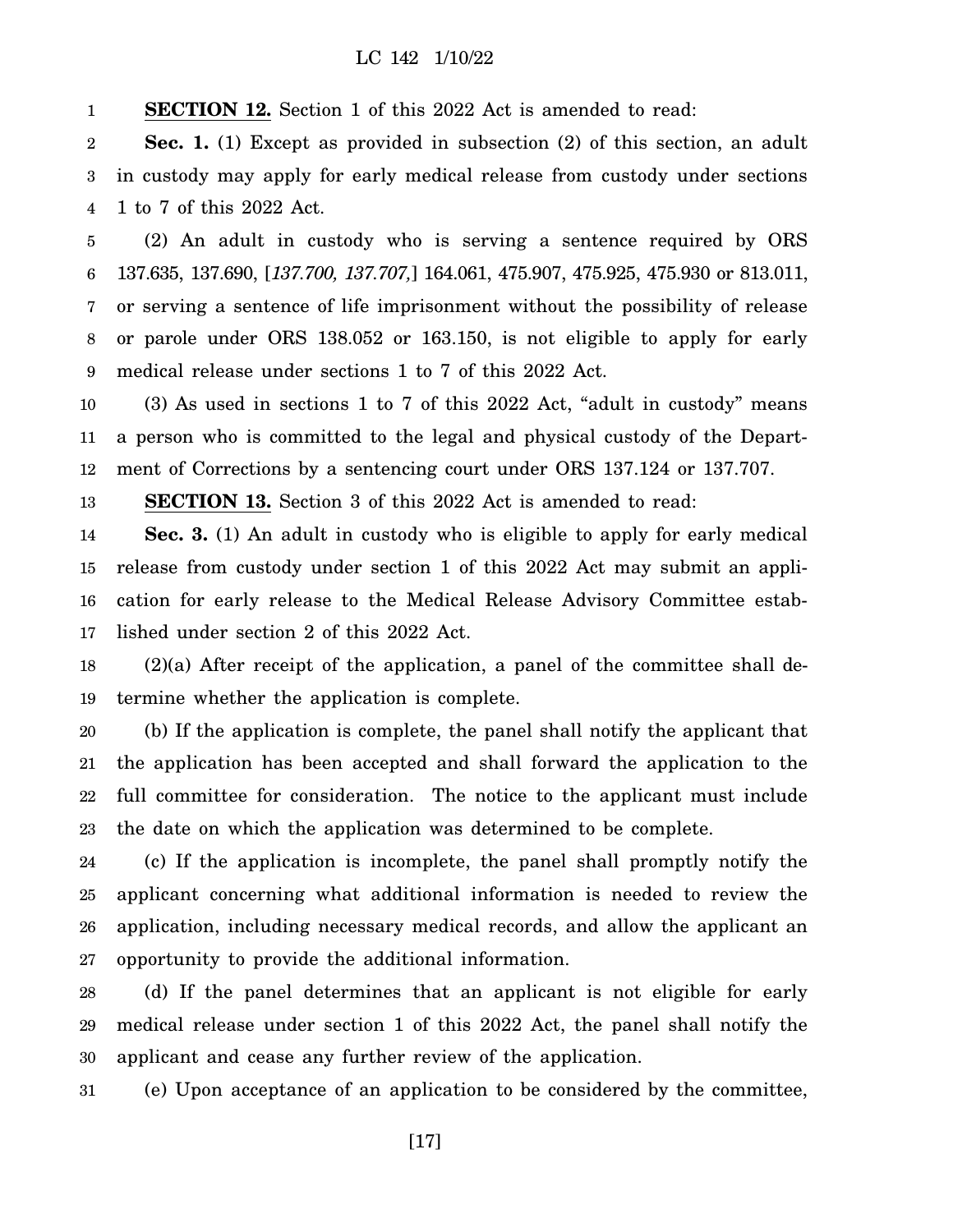**SECTION 12.** Section 1 of this 2022 Act is amended to read:

**Sec. 1.** (1) Except as provided in subsection (2) of this section, an adult in custody may apply for early medical release from custody under sections 1 to 7 of this 2022 Act.

(2) An adult in custody who is serving a sentence required by ORS 137.635, 137.690, [*137.700, 137.707,*] 164.061, 475.907, 475.925, 475.930 or 813.011, or serving a sentence of life imprisonment without the possibility of release or parole under ORS 138.052 or 163.150, is not eligible to apply for early medical release under sections 1 to 7 of this 2022 Act.

(3) As used in sections 1 to 7 of this 2022 Act, "adult in custody" means a person who is committed to the legal and physical custody of the Department of Corrections by a sentencing court under ORS 137.124 or 137.707.

**SECTION 13.** Section 3 of this 2022 Act is amended to read:

**Sec. 3.** (1) An adult in custody who is eligible to apply for early medical release from custody under section 1 of this 2022 Act may submit an application for early release to the Medical Release Advisory Committee established under section 2 of this 2022 Act.

(2)(a) After receipt of the application, a panel of the committee shall determine whether the application is complete.

(b) If the application is complete, the panel shall notify the applicant that the application has been accepted and shall forward the application to the full committee for consideration. The notice to the applicant must include the date on which the application was determined to be complete.

(c) If the application is incomplete, the panel shall promptly notify the applicant concerning what additional information is needed to review the application, including necessary medical records, and allow the applicant an opportunity to provide the additional information.

(d) If the panel determines that an applicant is not eligible for early medical release under section 1 of this 2022 Act, the panel shall notify the applicant and cease any further review of the application.

(e) Upon acceptance of an application to be considered by the committee,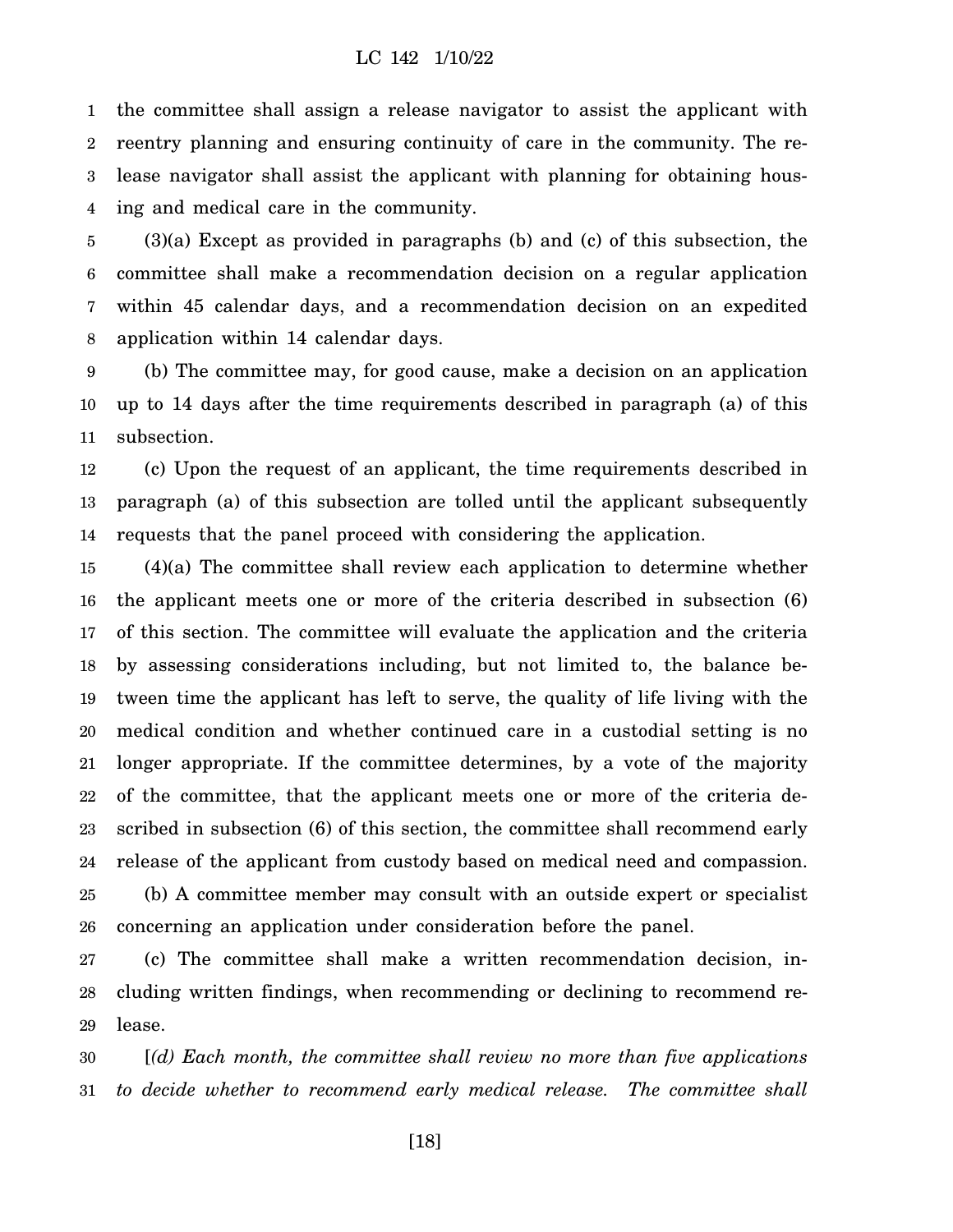the committee shall assign a release navigator to assist the applicant with reentry planning and ensuring continuity of care in the community. The release navigator shall assist the applicant with planning for obtaining housing and medical care in the community.

(3)(a) Except as provided in paragraphs (b) and (c) of this subsection, the committee shall make a recommendation decision on a regular application within 45 calendar days, and a recommendation decision on an expedited application within 14 calendar days.

(b) The committee may, for good cause, make a decision on an application up to 14 days after the time requirements described in paragraph (a) of this subsection.

(c) Upon the request of an applicant, the time requirements described in paragraph (a) of this subsection are tolled until the applicant subsequently requests that the panel proceed with considering the application.

(4)(a) The committee shall review each application to determine whether the applicant meets one or more of the criteria described in subsection (6) of this section. The committee will evaluate the application and the criteria by assessing considerations including, but not limited to, the balance between time the applicant has left to serve, the quality of life living with the medical condition and whether continued care in a custodial setting is no longer appropriate. If the committee determines, by a vote of the majority of the committee, that the applicant meets one or more of the criteria described in subsection (6) of this section, the committee shall recommend early release of the applicant from custody based on medical need and compassion.

(b) A committee member may consult with an outside expert or specialist concerning an application under consideration before the panel.

(c) The committee shall make a written recommendation decision, including written findings, when recommending or declining to recommend release.

[*(d) Each month, the committee shall review no more than five applications to decide whether to recommend early medical release. The committee shall*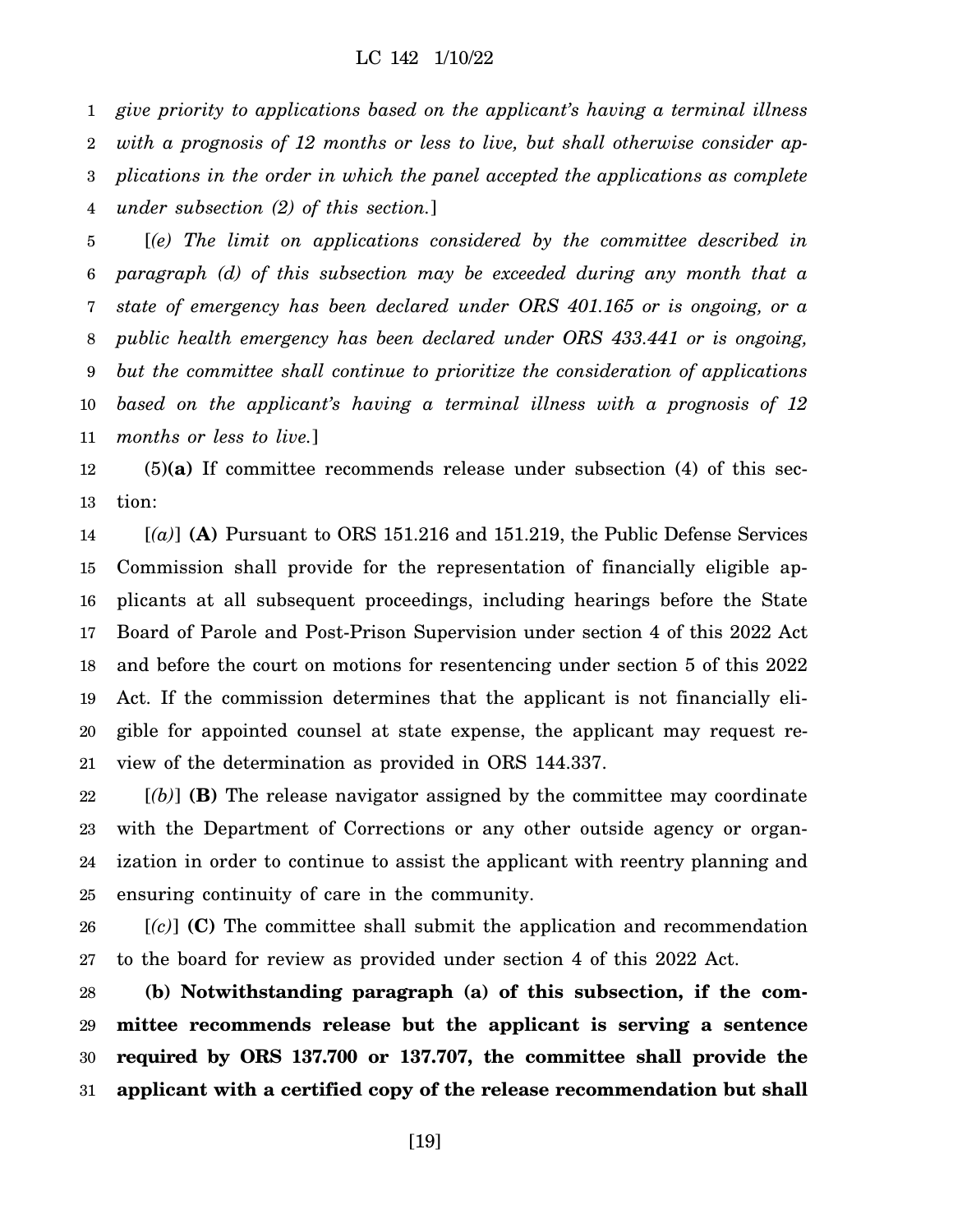*give priority to applications based on the applicant's having a terminal illness with a prognosis of 12 months or less to live, but shall otherwise consider applications in the order in which the panel accepted the applications as complete under subsection (2) of this section.*]

[*(e) The limit on applications considered by the committee described in paragraph (d) of this subsection may be exceeded during any month that a state of emergency has been declared under ORS 401.165 or is ongoing, or a public health emergency has been declared under ORS 433.441 or is ongoing, but the committee shall continue to prioritize the consideration of applications based on the applicant's having a terminal illness with a prognosis of 12 months or less to live.*]

(5)**(a)** If committee recommends release under subsection (4) of this section:

[*(a)*] **(A)** Pursuant to ORS 151.216 and 151.219, the Public Defense Services Commission shall provide for the representation of financially eligible applicants at all subsequent proceedings, including hearings before the State Board of Parole and Post-Prison Supervision under section 4 of this 2022 Act and before the court on motions for resentencing under section 5 of this 2022 Act. If the commission determines that the applicant is not financially eligible for appointed counsel at state expense, the applicant may request review of the determination as provided in ORS 144.337.

[*(b)*] **(B)** The release navigator assigned by the committee may coordinate with the Department of Corrections or any other outside agency or organization in order to continue to assist the applicant with reentry planning and ensuring continuity of care in the community.

[*(c)*] **(C)** The committee shall submit the application and recommendation to the board for review as provided under section 4 of this 2022 Act.

**(b) Notwithstanding paragraph (a) of this subsection, if the committee recommends release but the applicant is serving a sentence required by ORS 137.700 or 137.707, the committee shall provide the applicant with a certified copy of the release recommendation but shall**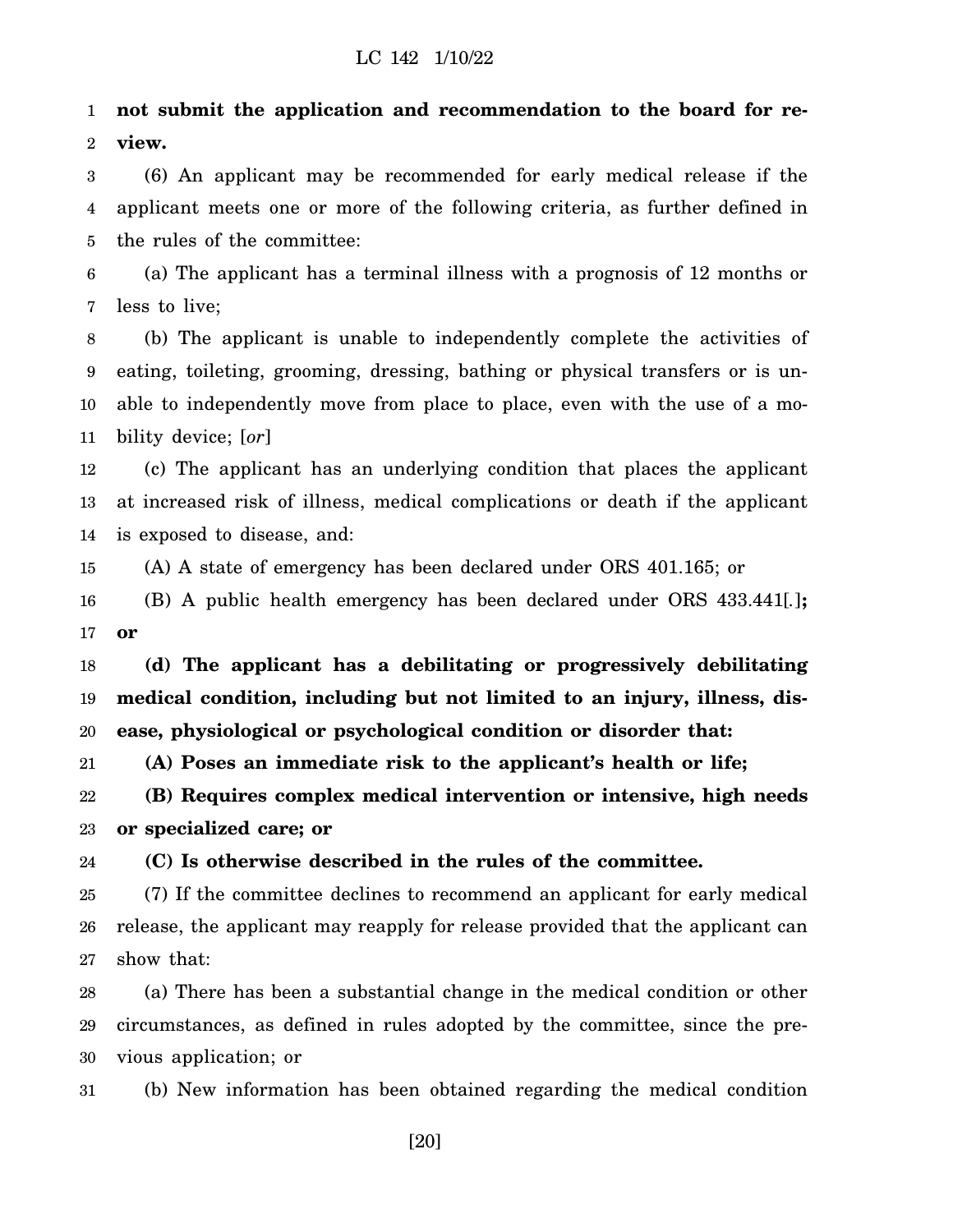**not submit the application and recommendation to the board for review.**

(6) An applicant may be recommended for early medical release if the applicant meets one or more of the following criteria, as further defined in the rules of the committee:

(a) The applicant has a terminal illness with a prognosis of 12 months or less to live;

(b) The applicant is unable to independently complete the activities of eating, toileting, grooming, dressing, bathing or physical transfers or is unable to independently move from place to place, even with the use of a mobility device; [*or*]

(c) The applicant has an underlying condition that places the applicant at increased risk of illness, medical complications or death if the applicant is exposed to disease, and:

(A) A state of emergency has been declared under ORS 401.165; or

(B) A public health emergency has been declared under ORS 433.441[*.*]**; or**

**(d) The applicant has a debilitating or progressively debilitating medical condition, including but not limited to an injury, illness, disease, physiological or psychological condition or disorder that:**

**(A) Poses an immediate risk to the applicant's health or life;**

**(B) Requires complex medical intervention or intensive, high needs or specialized care; or**

**(C) Is otherwise described in the rules of the committee.**

(7) If the committee declines to recommend an applicant for early medical release, the applicant may reapply for release provided that the applicant can show that:

(a) There has been a substantial change in the medical condition or other circumstances, as defined in rules adopted by the committee, since the previous application; or

(b) New information has been obtained regarding the medical condition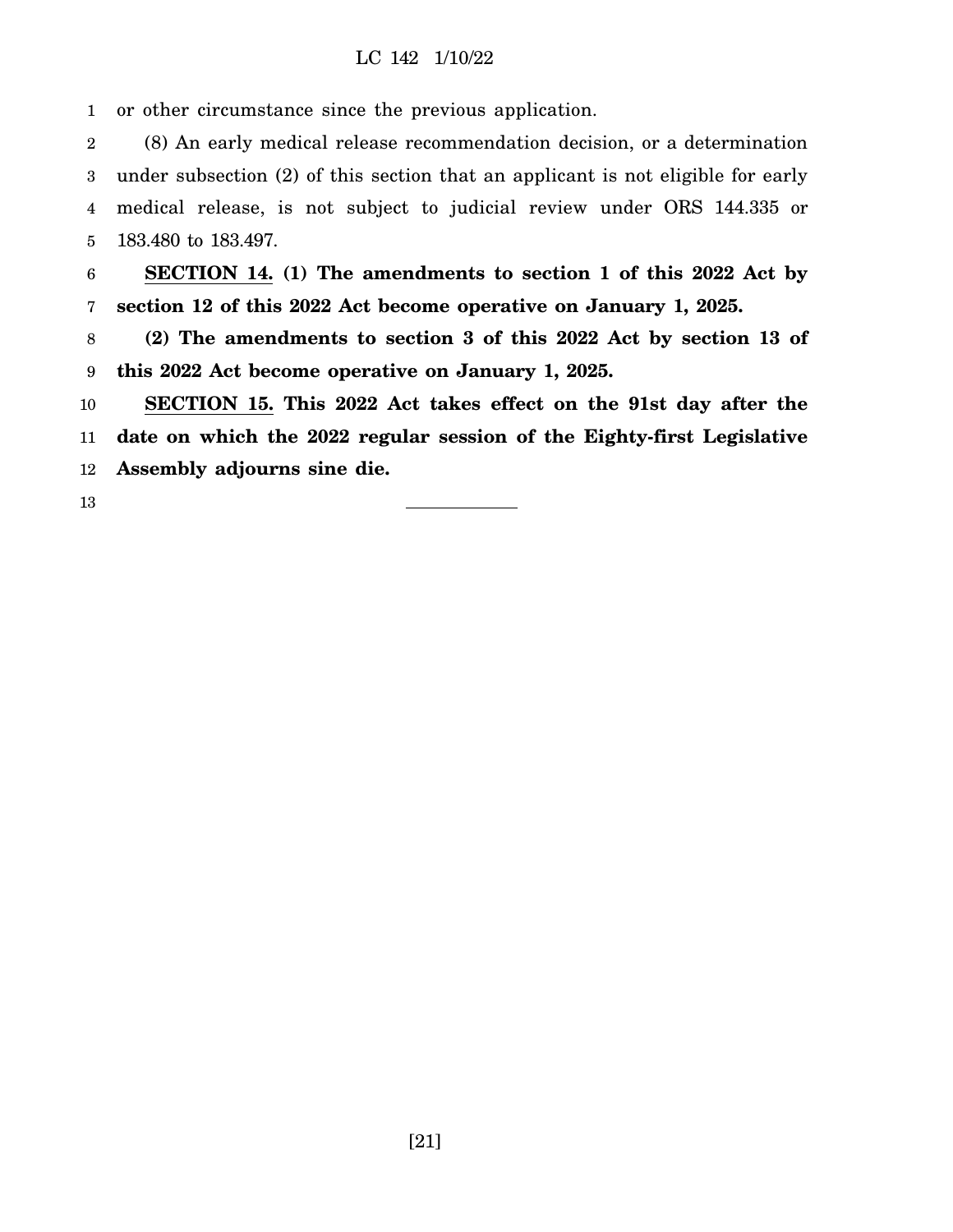or other circumstance since the previous application.

(8) An early medical release recommendation decision, or a determination under subsection (2) of this section that an applicant is not eligible for early medical release, is not subject to judicial review under ORS 144.335 or 183.480 to 183.497.

**SECTION 14. (1) The amendments to section 1 of this 2022 Act by section 12 of this 2022 Act become operative on January 1, 2025.**

**(2) The amendments to section 3 of this 2022 Act by section 13 of this 2022 Act become operative on January 1, 2025.**

**SECTION 15. This 2022 Act takes effect on the 91st day after the date on which the 2022 regular session of the Eighty-first Legislative Assembly adjourns sine die.**